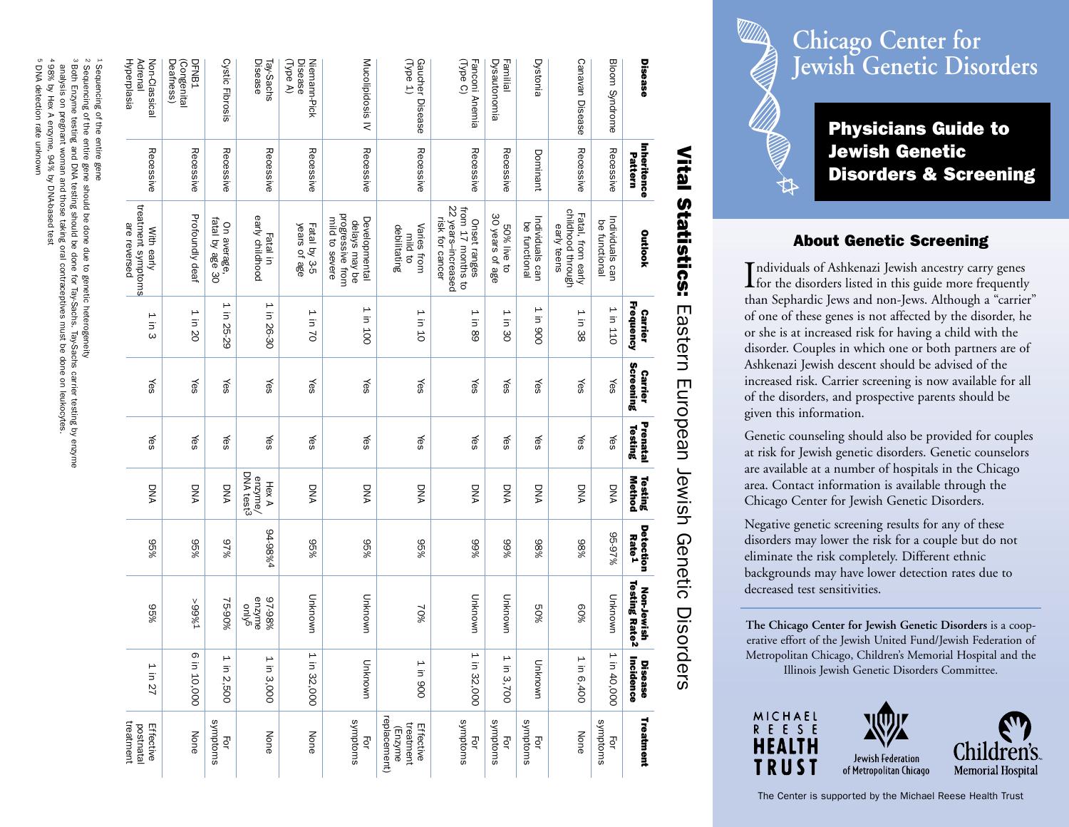# Vital Statistics: Eastern European Jewish Genetic Disorders

| Disease | Inheritance Pattern | Outlook | Carrier Frequency | Carrier Screening | Prenatal Testing | Testing Method | Detection Rate[1] | Non-Jewish Testing Rate[2] | Disease Incidence | Treatment |
|---|---|---|---|---|---|---|---|---|---|---|
| Bloom Syndrome | Recessive | Individuals can be functional | 1 in 110 | Yes | Yes | DNA | 95-97% | Unknown | 1 in 40,000 | For symptoms |
| Canavan Disease | Recessive | Fatal, from early childhood through early teens | 1 in 38 | Yes | Yes | DNA | 98% | 60% | 1 in 6,400 | None |
| Dystonia | Dominant | Individuals can be functional | 1 in 900 | Yes | Yes | DNA | 98% | 50% | Unknown | For symptoms |
| Familial Dysautonomia | Recessive | 50% live to 30 years of age | 1 in 30 | Yes | Yes | DNA | 99% | Unknown | 1 in 3,700 | For symptoms |
| Fanconi Anemia (Type C) | Recessive | Onset ranges from 17 months to 22 years–increased risk for cancer | 1 in 89 | Yes | Yes | DNA | 99% | Unknown | 1 in 32,000 | For symptoms |
| Gaucher Disease (Type 1) | Recessive | Varies from mild to debilitating | 1 in 10 | Yes | Yes | DNA | 95% | 70% | 1 in 900 | Effective treatment (Enzyme replacement) |
| Mucolipidosis IV | Recessive | Developmental delays may be progressive from mild to severe | 1 in 100 | Yes | Yes | DNA | 95% | Unknown | Unknown | For symptoms |
| Niemann-Pick Disease (Type A) | Recessive | Fatal by 3-5 years of age | 1 in 70 | Yes | Yes | DNA | 95% | Unknown | 1 in 32,000 | None |
| Tay-Sachs Disease | Recessive | Fatal in early childhood | 1 in 26-30 | Yes | Yes | Hex A enzyme/ DNA test[3] | 94-98%[4] | 97-98% enzyme only[5] | 1 in 3,000 | None |
| Cystic Fibrosis | Recessive | On average, fatal by age 30 | 1 in 25-29 | Yes | Yes | DNA | 97% | 75-90% | 1 in 2,500 | For symptoms |
| DFNB1 (Congenital Deafness) | Recessive | Profoundly deaf | 1 in 20 | Yes | Yes | DNA | 95% | >99%[1] | 6 in 10,000 | None |
| Non-Classical Adrenal Hyperplasia | Recessive | With early treatment symptoms are reversed | 1 in 3 | Yes | Yes | DNA | 95% | 95% | 1 in 27 | Effective postnatal treatment |

[1] Sequencing of the entire gene
[2] Sequencing of the entire gene should be done due to genetic heterogeneity
[3] Both Enzyme testing and DNA testing should be done for Tay-Sachs. Tay-Sachs carrier testing by enzyme analysis on pregnant woman and those taking oral contraceptives must be done on leukocytes.
[4] 98% by Hex A enzyme, 94% by DNA-based test
[5] DNA detection rate unknown

# Chicago Center for Jewish Genetic Disorders

## Physicians Guide to Jewish Genetic Disorders & Screening

## About Genetic Screening

Individuals of Ashkenazi Jewish ancestry carry genes for the disorders listed in this guide more frequently than Sephardic Jews and non-Jews. Although a "carrier" of one of these genes is not affected by the disorder, he or she is at increased risk for having a child with the disorder. Couples in which one or both partners are of Ashkenazi Jewish descent should be advised of the increased risk. Carrier screening is now available for all of the disorders, and prospective parents should be given this information.

Genetic counseling should also be provided for couples at risk for Jewish genetic disorders. Genetic counselors are available at a number of hospitals in the Chicago area. Contact information is available through the Chicago Center for Jewish Genetic Disorders.

Negative genetic screening results for any of these disorders may lower the risk for a couple but do not eliminate the risk completely. Different ethnic backgrounds may have lower detection rates due to decreased test sensitivities.

**The Chicago Center for Jewish Genetic Disorders** is a cooperative effort of the Jewish United Fund/Jewish Federation of Metropolitan Chicago, Children's Memorial Hospital and the Illinois Jewish Genetic Disorders Committee.

MICHAEL REESE HEALTH TRUST

Jewish Federation of Metropolitan Chicago

Children's Memorial Hospital

The Center is supported by the Michael Reese Health Trust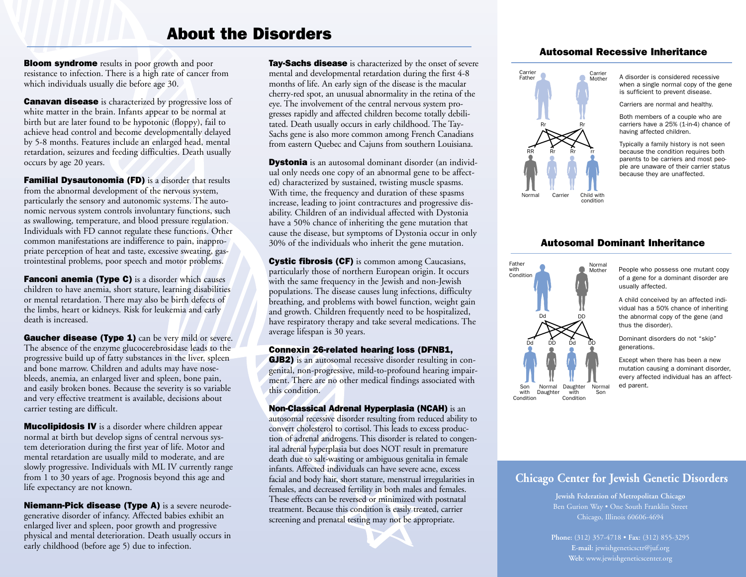# About the Disorders

**Bloom syndrome** results in poor growth and poor resistance to infection. There is a high rate of cancer from which individuals usually die before age 30.

**Canavan disease** is characterized by progressive loss of white matter in the brain. Infants appear to be normal at birth but are later found to be hypotonic (floppy), fail to achieve head control and become developmentally delayed by 5-8 months. Features include an enlarged head, mental retardation, seizures and feeding difficulties. Death usually occurs by age 20 years.

**Familial Dysautonomia (FD)** is a disorder that results from the abnormal development of the nervous system, particularly the sensory and autonomic systems. The autonomic nervous system controls involuntary functions, such as swallowing, temperature, and blood pressure regulation. Individuals with FD cannot regulate these functions. Other common manifestations are indifference to pain, inappropriate perception of heat and taste, excessive sweating, gastrointestinal problems, poor speech and motor problems.

**Fanconi anemia (Type C)** is a disorder which causes children to have anemia, short stature, learning disabilities or mental retardation. There may also be birth defects of the limbs, heart or kidneys. Risk for leukemia and early death is increased.

**Gaucher disease (Type 1)** can be very mild or severe. The absence of the enzyme glucocerebrosidase leads to the progressive build up of fatty substances in the liver, spleen and bone marrow. Children and adults may have nosebleeds, anemia, an enlarged liver and spleen, bone pain, and easily broken bones. Because the severity is so variable and very effective treatment is available, decisions about carrier testing are difficult.

**Mucolipidosis IV** is a disorder where children appear normal at birth but develop signs of central nervous system deterioration during the first year of life. Motor and mental retardation are usually mild to moderate, and are slowly progressive. Individuals with ML IV currently range from 1 to 30 years of age. Prognosis beyond this age and life expectancy are not known.

**Niemann-Pick disease (Type A)** is a severe neurodegenerative disorder of infancy. Affected babies exhibit an enlarged liver and spleen, poor growth and progressive physical and mental deterioration. Death usually occurs in early childhood (before age 5) due to infection.

**Tay-Sachs disease** is characterized by the onset of severe mental and developmental retardation during the first 4-8 months of life. An early sign of the disease is the macular cherry-red spot, an unusual abnormality in the retina of the eye. The involvement of the central nervous system progresses rapidly and affected children become totally debilitated. Death usually occurs in early childhood. The Tay-Sachs gene is also more common among French Canadians from eastern Quebec and Cajuns from southern Louisiana.

**Dystonia** is an autosomal dominant disorder (an individual only needs one copy of an abnormal gene to be affected) characterized by sustained, twisting muscle spasms. With time, the frequency and duration of these spasms increase, leading to joint contractures and progressive disability. Children of an individual affected with Dystonia have a 50% chance of inheriting the gene mutation that cause the disease, but symptoms of Dystonia occur in only 30% of the individuals who inherit the gene mutation.

**Cystic fibrosis (CF)** is common among Caucasians, particularly those of northern European origin. It occurs with the same frequency in the Jewish and non-Jewish populations. The disease causes lung infections, difficulty breathing, and problems with bowel function, weight gain and growth. Children frequently need to be hospitalized, have respiratory therapy and take several medications. The average lifespan is 30 years.

**Connexin 26-related hearing loss (DFNB1, GJB2)** is an autosomal recessive disorder resulting in congenital, non-progressive, mild-to-profound hearing impairment. There are no other medical findings associated with this condition.

**Non-Classical Adrenal Hyperplasia (NCAH)** is an autosomal recessive disorder resulting from reduced ability to convert cholesterol to cortisol. This leads to excess production of adrenal androgens. This disorder is related to congenital adrenal hyperplasia but does NOT result in premature death due to salt-wasting or ambiguous genitalia in female infants. Affected individuals can have severe acne, excess facial and body hair, short stature, menstrual irregularities in females, and decreased fertility in both males and females. These effects can be reversed or minimized with postnatal treatment. Because this condition is easily treated, carrier screening and prenatal testing may not be appropriate.

## Autosomal Recessive Inheritance

Carrier Father
Carrier Mother
Rr
Rr
RR
Rr
Rr
rr
Normal
Carrier
Child with condition

A disorder is considered recessive when a single normal copy of the gene is sufficient to prevent disease.

Carriers are normal and healthy.

Both members of a couple who are carriers have a 25% (1-in-4) chance of having affected children.

Typically a family history is not seen because the condition requires both parents to be carriers and most people are unaware of their carrier status because they are unaffected.

## Autosomal Dominant Inheritance

Father with Condition
Normal Mother
Dd
DD
Dd
DD
Dd
DD
Son with Condition
Normal Daughter
Daughter with Condition
Normal Son

People who possess one mutant copy of a gene for a dominant disorder are usually affected.

A child conceived by an affected individual has a 50% chance of inheriting the abnormal copy of the gene (and thus the disorder).

Dominant disorders do not "skip" generations.

Except when there has been a new mutation causing a dominant disorder, every affected individual has an affected parent.

## Chicago Center for Jewish Genetic Disorders

**Jewish Federation of Metropolitan Chicago**
Ben Gurion Way • One South Franklin Street
Chicago, Illinois 60606-4694

**Phone:** (312) 357-4718 • **Fax:** (312) 855-3295
**E-mail:** jewishgeneticsctr@juf.org
**Web:** www.jewishgeneticscenter.org